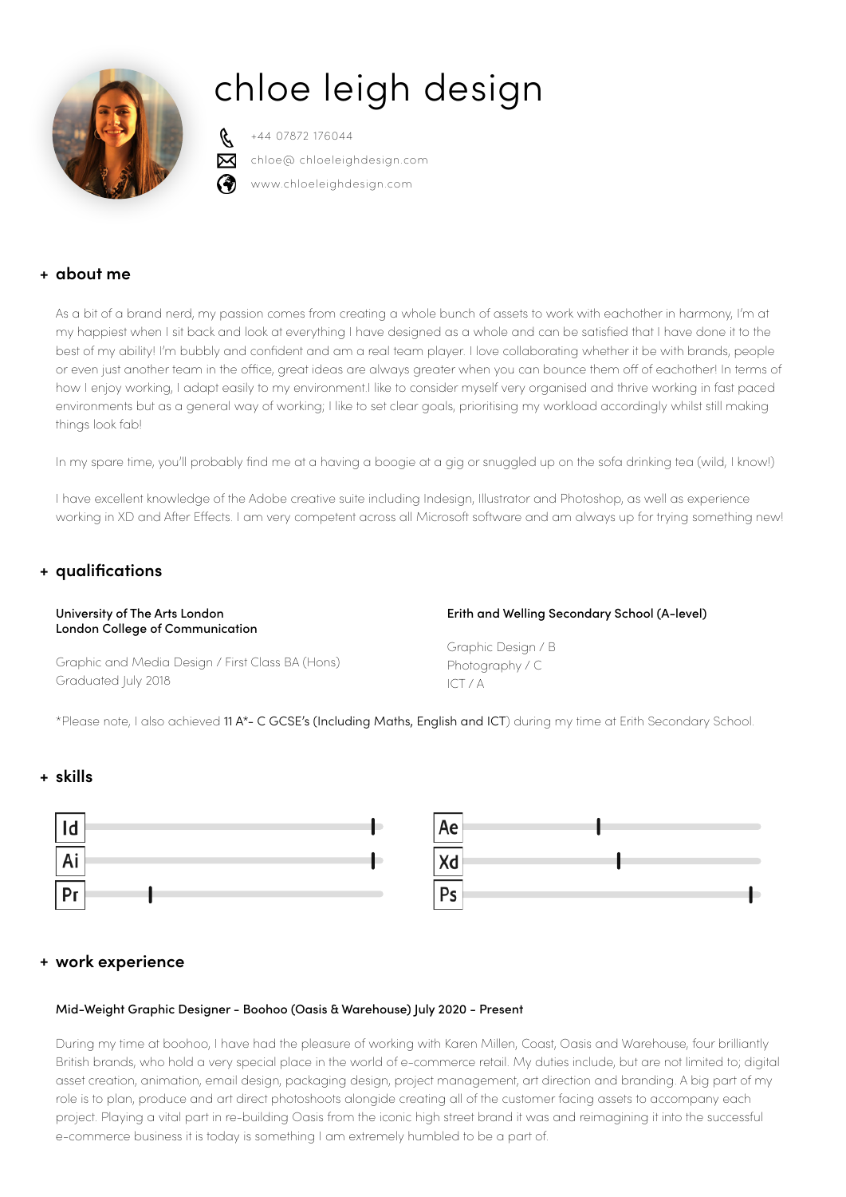# chloe leigh design

+44 07872 176044

chloe@ chloeleighdesign.com

www.chloeleighdesign.com

## + about me

As a bit of a brand nerd, my passion comes from creating a whole bunch of assets to work with eachother in harmony, I'm at my happiest when I sit back and look at everything I have designed as a whole and can be satisfied that I have done it to the best of my ability! I'm bubbly and confident and am a real team player. I love collaborating whether it be with brands, people or even just another team in the office, great ideas are always greater when you can bounce them off of eachother! In terms of how I enjoy working, I adapt easily to my environment.I like to consider myself very organised and thrive working in fast paced environments but as a general way of working; I like to set clear goals, prioritising my workload accordingly whilst still making things look fab!

In my spare time, you'll probably find me at a having a boogie at a gig or snuggled up on the sofa drinking tea (wild, I know!)

I have excellent knowledge of the Adobe creative suite including Indesign, Illustrator and Photoshop, as well as experience working in XD and After Effects. I am very competent across all Microsoft software and am always up for trying something new!

## + qualifications

**University of The Arts London**
**London College of Communication**

Graphic and Media Design / First Class BA (Hons)
Graduated July 2018

**Erith and Welling Secondary School (A-level)**

Graphic Design / B
Photography / C
ICT / A

*Please note, I also achieved **11 A*- C GCSE's (Including Maths, English and ICT**) during my time at Erith Secondary School.

## + skills

Id
Ai
Pr
Ae
Xd
Ps

## + work experience

**Mid-Weight Graphic Designer - Boohoo (Oasis & Warehouse) July 2020 - Present**

During my time at boohoo, I have had the pleasure of working with Karen Millen, Coast, Oasis and Warehouse, four brilliantly British brands, who hold a very special place in the world of e-commerce retail. My duties include, but are not limited to; digital asset creation, animation, email design, packaging design, project management, art direction and branding. A big part of my role is to plan, produce and art direct photoshoots alongide creating all of the customer facing assets to accompany each project. Playing a vital part in re-building Oasis from the iconic high street brand it was and reimagining it into the successful e-commerce business it is today is something I am extremely humbled to be a part of.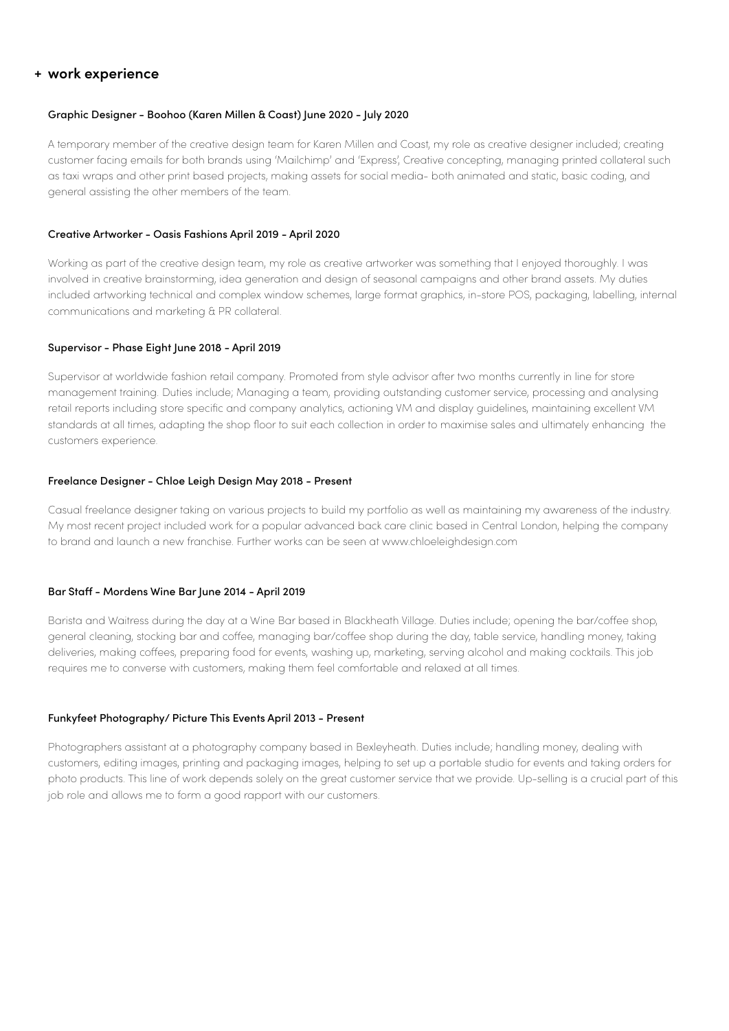## + work experience

### Graphic Designer - Boohoo (Karen Millen & Coast) June 2020 - July 2020

A temporary member of the creative design team for Karen Millen and Coast, my role as creative designer included; creating customer facing emails for both brands using 'Mailchimp' and 'Express', Creative concepting, managing printed collateral such as taxi wraps and other print based projects, making assets for social media- both animated and static, basic coding, and general assisting the other members of the team.

### Creative Artworker - Oasis Fashions April 2019 - April 2020

Working as part of the creative design team, my role as creative artworker was something that I enjoyed thoroughly. I was involved in creative brainstorming, idea generation and design of seasonal campaigns and other brand assets. My duties included artworking technical and complex window schemes, large format graphics, in-store POS, packaging, labelling, internal communications and marketing & PR collateral.

### Supervisor - Phase Eight June 2018 - April 2019

Supervisor at worldwide fashion retail company. Promoted from style advisor after two months currently in line for store management training. Duties include; Managing a team, providing outstanding customer service, processing and analysing retail reports including store specific and company analytics, actioning VM and display guidelines, maintaining excellent VM standards at all times, adapting the shop floor to suit each collection in order to maximise sales and ultimately enhancing the customers experience.

### Freelance Designer - Chloe Leigh Design May 2018 - Present

Casual freelance designer taking on various projects to build my portfolio as well as maintaining my awareness of the industry. My most recent project included work for a popular advanced back care clinic based in Central London, helping the company to brand and launch a new franchise. Further works can be seen at www.chloeleighdesign.com

### Bar Staff - Mordens Wine Bar June 2014 - April 2019

Barista and Waitress during the day at a Wine Bar based in Blackheath Village. Duties include; opening the bar/coffee shop, general cleaning, stocking bar and coffee, managing bar/coffee shop during the day, table service, handling money, taking deliveries, making coffees, preparing food for events, washing up, marketing, serving alcohol and making cocktails. This job requires me to converse with customers, making them feel comfortable and relaxed at all times.

### Funkyfeet Photography/ Picture This Events April 2013 - Present

Photographers assistant at a photography company based in Bexleyheath. Duties include; handling money, dealing with customers, editing images, printing and packaging images, helping to set up a portable studio for events and taking orders for photo products. This line of work depends solely on the great customer service that we provide. Up-selling is a crucial part of this job role and allows me to form a good rapport with our customers.